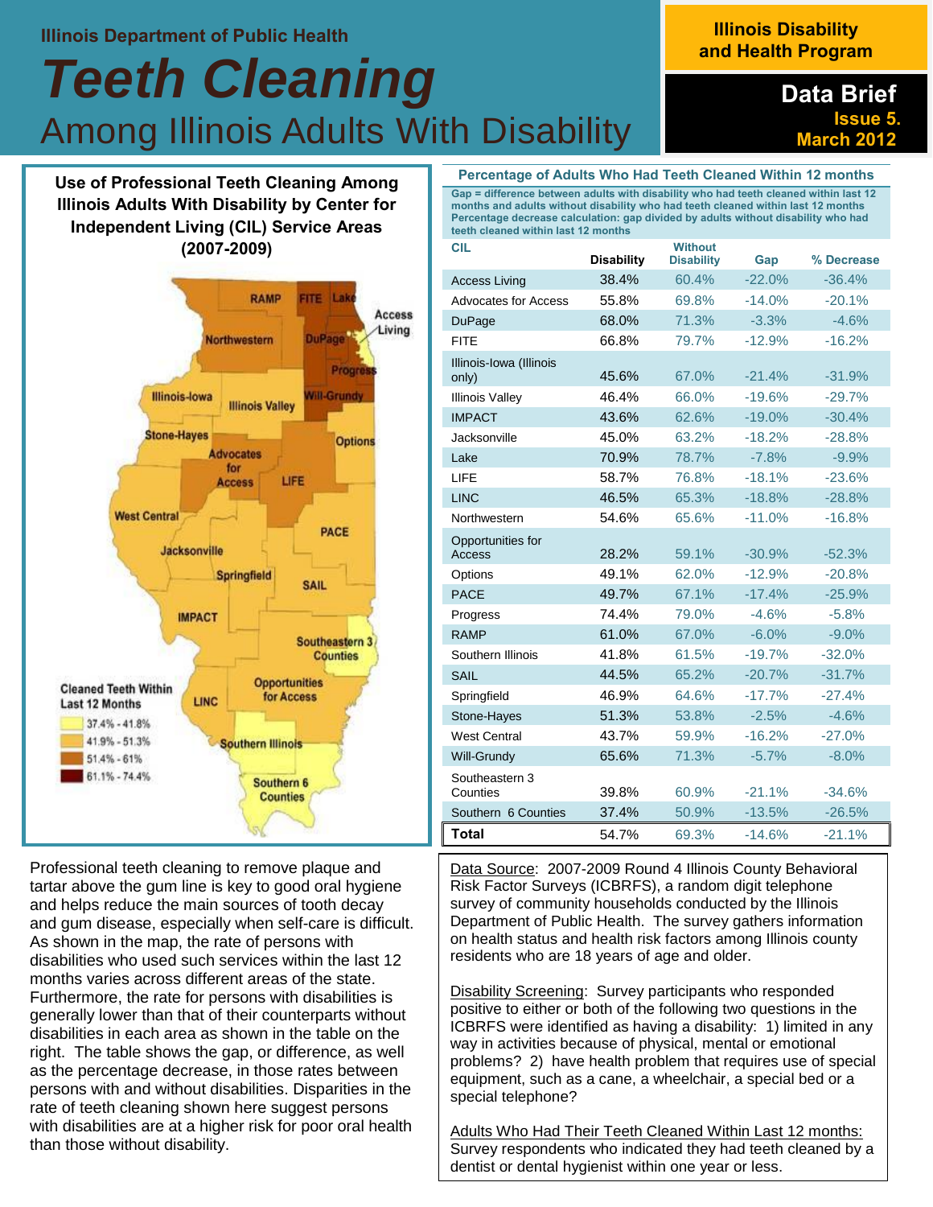Illinois Department of Public Health

# Teeth Cleaning

## Among Illinois Adults With Disability

**Illinois Disability and Health Program**

**Data Brief**
**Issue 5.**
**March 2012**

### Use of Professional Teeth Cleaning Among Illinois Adults With Disability by Center for Independent Living (CIL) Service Areas (2007-2009)

Cleaned Teeth Within Last 12 Months

- 37.4% - 41.8%
- 41.9% - 51.3%
- 51.4% - 61%
- 61.1% - 74.4%

Professional teeth cleaning to remove plaque and tartar above the gum line is key to good oral hygiene and helps reduce the main sources of tooth decay and gum disease, especially when self-care is difficult. As shown in the map, the rate of persons with disabilities who used such services within the last 12 months varies across different areas of the state. Furthermore, the rate for persons with disabilities is generally lower than that of their counterparts without disabilities in each area as shown in the table on the right. The table shows the gap, or difference, as well as the percentage decrease, in those rates between persons with and without disabilities. Disparities in the rate of teeth cleaning shown here suggest persons with disabilities are at a higher risk for poor oral health than those without disability.

### Percentage of Adults Who Had Teeth Cleaned Within 12 months

Gap = difference between adults with disability who had teeth cleaned within last 12 months and adults without disability who had teeth cleaned within last 12 months
Percentage decrease calculation: gap divided by adults without disability who had teeth cleaned within last 12 months

| CIL | Disability | Without Disability | Gap | % Decrease |
|---|---|---|---|---|
| Access Living | 38.4% | 60.4% | -22.0% | -36.4% |
| Advocates for Access | 55.8% | 69.8% | -14.0% | -20.1% |
| DuPage | 68.0% | 71.3% | -3.3% | -4.6% |
| FITE | 66.8% | 79.7% | -12.9% | -16.2% |
| Illinois-Iowa (Illinois only) | 45.6% | 67.0% | -21.4% | -31.9% |
| Illinois Valley | 46.4% | 66.0% | -19.6% | -29.7% |
| IMPACT | 43.6% | 62.6% | -19.0% | -30.4% |
| Jacksonville | 45.0% | 63.2% | -18.2% | -28.8% |
| Lake | 70.9% | 78.7% | -7.8% | -9.9% |
| LIFE | 58.7% | 76.8% | -18.1% | -23.6% |
| LINC | 46.5% | 65.3% | -18.8% | -28.8% |
| Northwestern | 54.6% | 65.6% | -11.0% | -16.8% |
| Opportunities for Access | 28.2% | 59.1% | -30.9% | -52.3% |
| Options | 49.1% | 62.0% | -12.9% | -20.8% |
| PACE | 49.7% | 67.1% | -17.4% | -25.9% |
| Progress | 74.4% | 79.0% | -4.6% | -5.8% |
| RAMP | 61.0% | 67.0% | -6.0% | -9.0% |
| Southern Illinois | 41.8% | 61.5% | -19.7% | -32.0% |
| SAIL | 44.5% | 65.2% | -20.7% | -31.7% |
| Springfield | 46.9% | 64.6% | -17.7% | -27.4% |
| Stone-Hayes | 51.3% | 53.8% | -2.5% | -4.6% |
| West Central | 43.7% | 59.9% | -16.2% | -27.0% |
| Will-Grundy | 65.6% | 71.3% | -5.7% | -8.0% |
| Southeastern 3 Counties | 39.8% | 60.9% | -21.1% | -34.6% |
| Southern 6 Counties | 37.4% | 50.9% | -13.5% | -26.5% |
| **Total** | 54.7% | 69.3% | -14.6% | -21.1% |

Data Source: 2007-2009 Round 4 Illinois County Behavioral Risk Factor Surveys (ICBRFS), a random digit telephone survey of community households conducted by the Illinois Department of Public Health. The survey gathers information on health status and health risk factors among Illinois county residents who are 18 years of age and older.

Disability Screening: Survey participants who responded positive to either or both of the following two questions in the ICBRFS were identified as having a disability: 1) limited in any way in activities because of physical, mental or emotional problems? 2) have health problem that requires use of special equipment, such as a cane, a wheelchair, a special bed or a special telephone?

Adults Who Had Their Teeth Cleaned Within Last 12 months: Survey respondents who indicated they had teeth cleaned by a dentist or dental hygienist within one year or less.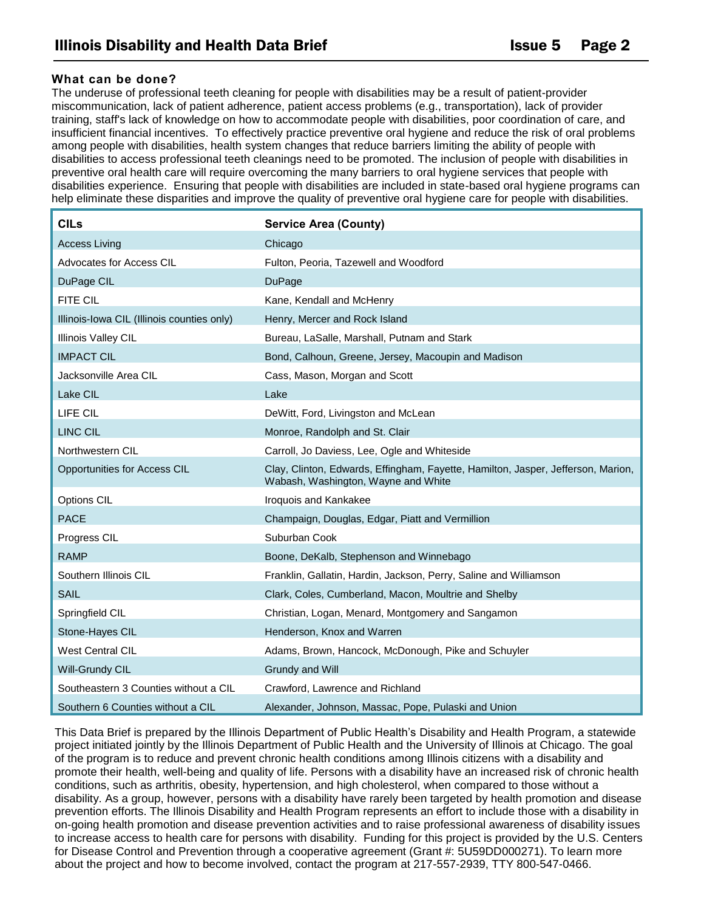### What can be done?

The underuse of professional teeth cleaning for people with disabilities may be a result of patient-provider miscommunication, lack of patient adherence, patient access problems (e.g., transportation), lack of provider training, staff's lack of knowledge on how to accommodate people with disabilities, poor coordination of care, and insufficient financial incentives. To effectively practice preventive oral hygiene and reduce the risk of oral problems among people with disabilities, health system changes that reduce barriers limiting the ability of people with disabilities to access professional teeth cleanings need to be promoted. The inclusion of people with disabilities in preventive oral health care will require overcoming the many barriers to oral hygiene services that people with disabilities experience. Ensuring that people with disabilities are included in state-based oral hygiene programs can help eliminate these disparities and improve the quality of preventive oral hygiene care for people with disabilities.

| CILs | Service Area (County) |
|---|---|
| Access Living | Chicago |
| Advocates for Access CIL | Fulton, Peoria, Tazewell and Woodford |
| DuPage CIL | DuPage |
| FITE CIL | Kane, Kendall and McHenry |
| Illinois-Iowa CIL (Illinois counties only) | Henry, Mercer and Rock Island |
| Illinois Valley CIL | Bureau, LaSalle, Marshall, Putnam and Stark |
| IMPACT CIL | Bond, Calhoun, Greene, Jersey, Macoupin and Madison |
| Jacksonville Area CIL | Cass, Mason, Morgan and Scott |
| Lake CIL | Lake |
| LIFE CIL | DeWitt, Ford, Livingston and McLean |
| LINC CIL | Monroe, Randolph and St. Clair |
| Northwestern CIL | Carroll, Jo Daviess, Lee, Ogle and Whiteside |
| Opportunities for Access CIL | Clay, Clinton, Edwards, Effingham, Fayette, Hamilton, Jasper, Jefferson, Marion, Wabash, Washington, Wayne and White |
| Options CIL | Iroquois and Kankakee |
| PACE | Champaign, Douglas, Edgar, Piatt and Vermillion |
| Progress CIL | Suburban Cook |
| RAMP | Boone, DeKalb, Stephenson and Winnebago |
| Southern Illinois CIL | Franklin, Gallatin, Hardin, Jackson, Perry, Saline and Williamson |
| SAIL | Clark, Coles, Cumberland, Macon, Moultrie and Shelby |
| Springfield CIL | Christian, Logan, Menard, Montgomery and Sangamon |
| Stone-Hayes CIL | Henderson, Knox and Warren |
| West Central CIL | Adams, Brown, Hancock, McDonough, Pike and Schuyler |
| Will-Grundy CIL | Grundy and Will |
| Southeastern 3 Counties without a CIL | Crawford, Lawrence and Richland |
| Southern 6 Counties without a CIL | Alexander, Johnson, Massac, Pope, Pulaski and Union |

This Data Brief is prepared by the Illinois Department of Public Health's Disability and Health Program, a statewide project initiated jointly by the Illinois Department of Public Health and the University of Illinois at Chicago. The goal of the program is to reduce and prevent chronic health conditions among Illinois citizens with a disability and promote their health, well-being and quality of life. Persons with a disability have an increased risk of chronic health conditions, such as arthritis, obesity, hypertension, and high cholesterol, when compared to those without a disability. As a group, however, persons with a disability have rarely been targeted by health promotion and disease prevention efforts. The Illinois Disability and Health Program represents an effort to include those with a disability in on-going health promotion and disease prevention activities and to raise professional awareness of disability issues to increase access to health care for persons with disability. Funding for this project is provided by the U.S. Centers for Disease Control and Prevention through a cooperative agreement (Grant #: 5U59DD000271). To learn more about the project and how to become involved, contact the program at 217-557-2939, TTY 800-547-0466.